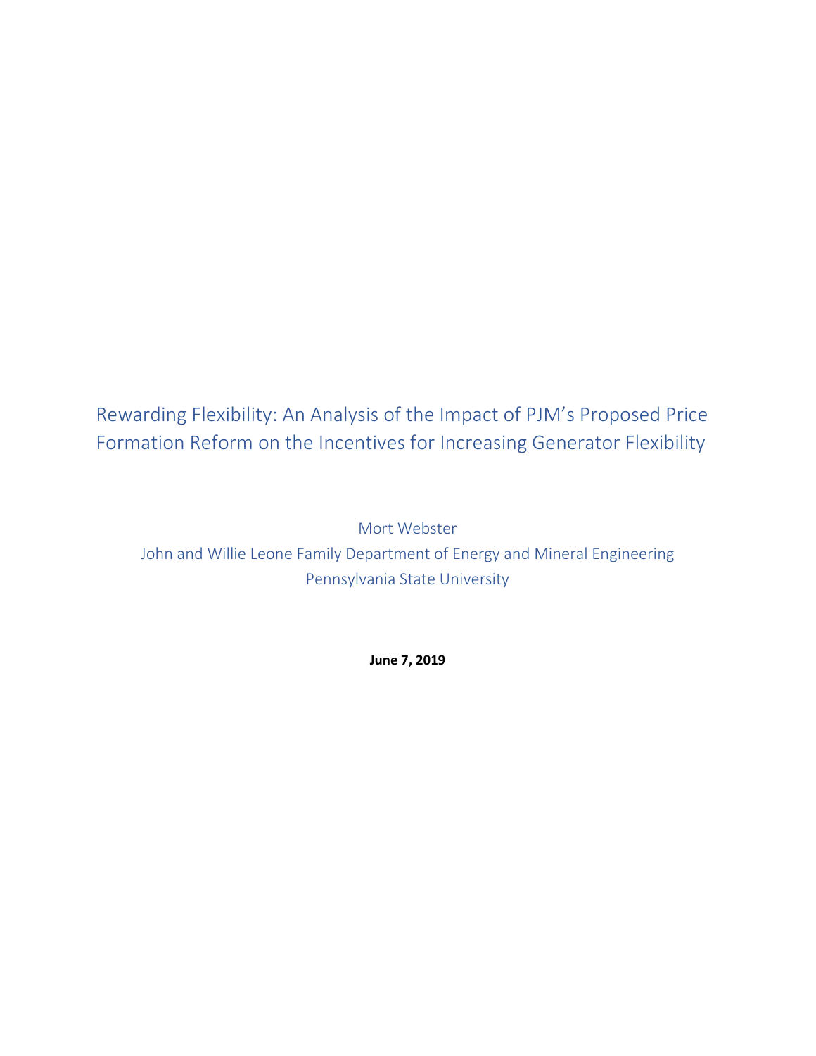# Rewarding Flexibility: An Analysis of the Impact of PJM's Proposed Price Formation Reform on the Incentives for Increasing Generator Flexibility

Mort Webster

John and Willie Leone Family Department of Energy and Mineral Engineering

Pennsylvania State University

**June 7, 2019**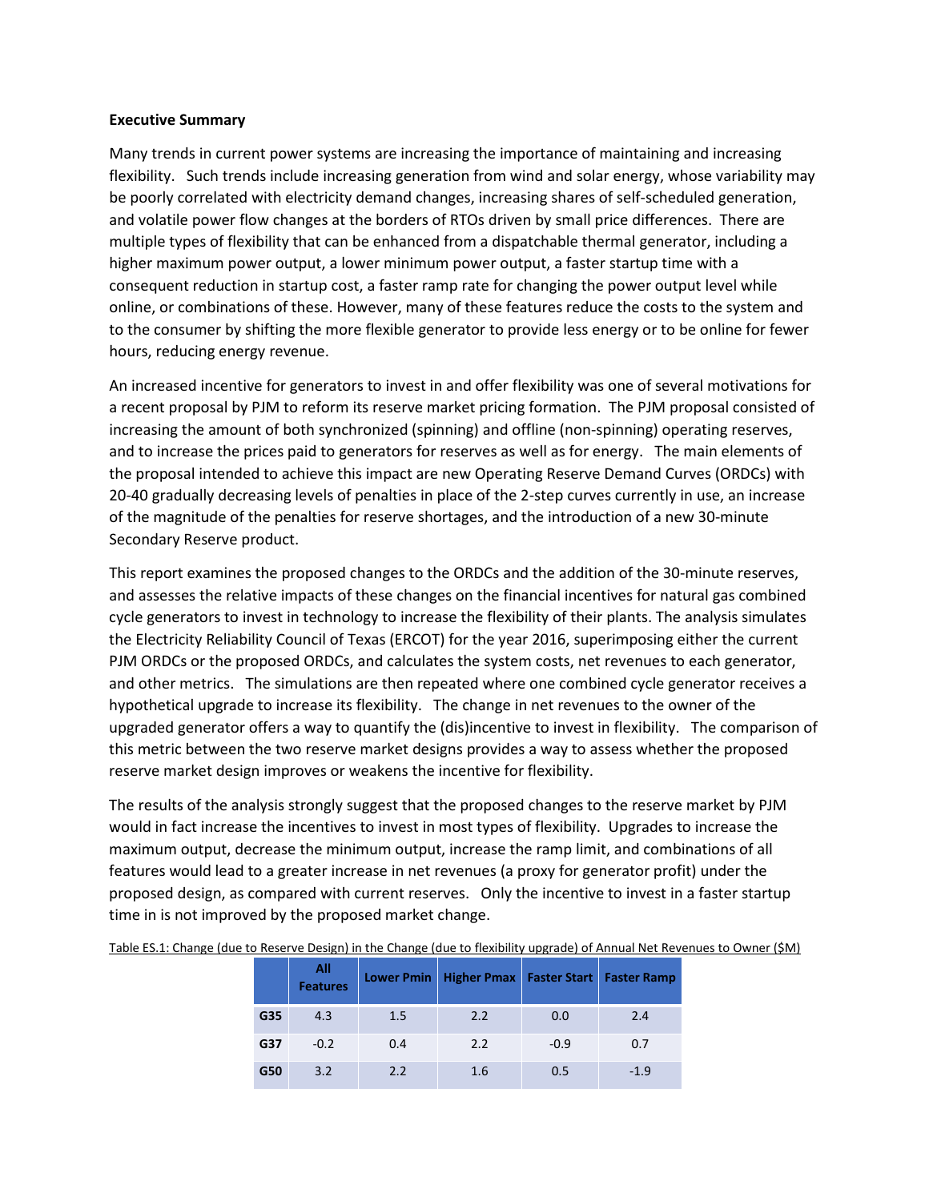**Executive Summary**

Many trends in current power systems are increasing the importance of maintaining and increasing flexibility. Such trends include increasing generation from wind and solar energy, whose variability may be poorly correlated with electricity demand changes, increasing shares of self-scheduled generation, and volatile power flow changes at the borders of RTOs driven by small price differences. There are multiple types of flexibility that can be enhanced from a dispatchable thermal generator, including a higher maximum power output, a lower minimum power output, a faster startup time with a consequent reduction in startup cost, a faster ramp rate for changing the power output level while online, or combinations of these. However, many of these features reduce the costs to the system and to the consumer by shifting the more flexible generator to provide less energy or to be online for fewer hours, reducing energy revenue.

An increased incentive for generators to invest in and offer flexibility was one of several motivations for a recent proposal by PJM to reform its reserve market pricing formation. The PJM proposal consisted of increasing the amount of both synchronized (spinning) and offline (non-spinning) operating reserves, and to increase the prices paid to generators for reserves as well as for energy. The main elements of the proposal intended to achieve this impact are new Operating Reserve Demand Curves (ORDCs) with 20-40 gradually decreasing levels of penalties in place of the 2-step curves currently in use, an increase of the magnitude of the penalties for reserve shortages, and the introduction of a new 30-minute Secondary Reserve product.

This report examines the proposed changes to the ORDCs and the addition of the 30-minute reserves, and assesses the relative impacts of these changes on the financial incentives for natural gas combined cycle generators to invest in technology to increase the flexibility of their plants. The analysis simulates the Electricity Reliability Council of Texas (ERCOT) for the year 2016, superimposing either the current PJM ORDCs or the proposed ORDCs, and calculates the system costs, net revenues to each generator, and other metrics. The simulations are then repeated where one combined cycle generator receives a hypothetical upgrade to increase its flexibility. The change in net revenues to the owner of the upgraded generator offers a way to quantify the (dis)incentive to invest in flexibility. The comparison of this metric between the two reserve market designs provides a way to assess whether the proposed reserve market design improves or weakens the incentive for flexibility.

The results of the analysis strongly suggest that the proposed changes to the reserve market by PJM would in fact increase the incentives to invest in most types of flexibility. Upgrades to increase the maximum output, decrease the minimum output, increase the ramp limit, and combinations of all features would lead to a greater increase in net revenues (a proxy for generator profit) under the proposed design, as compared with current reserves. Only the incentive to invest in a faster startup time in is not improved by the proposed market change.

Table ES.1: Change (due to Reserve Design) in the Change (due to flexibility upgrade) of Annual Net Revenues to Owner ($M)

| | All Features | Lower Pmin | Higher Pmax | Faster Start | Faster Ramp |
|---|---|---|---|---|---|
| G35 | 4.3 | 1.5 | 2.2 | 0.0 | 2.4 |
| G37 | -0.2 | 0.4 | 2.2 | -0.9 | 0.7 |
| G50 | 3.2 | 2.2 | 1.6 | 0.5 | -1.9 |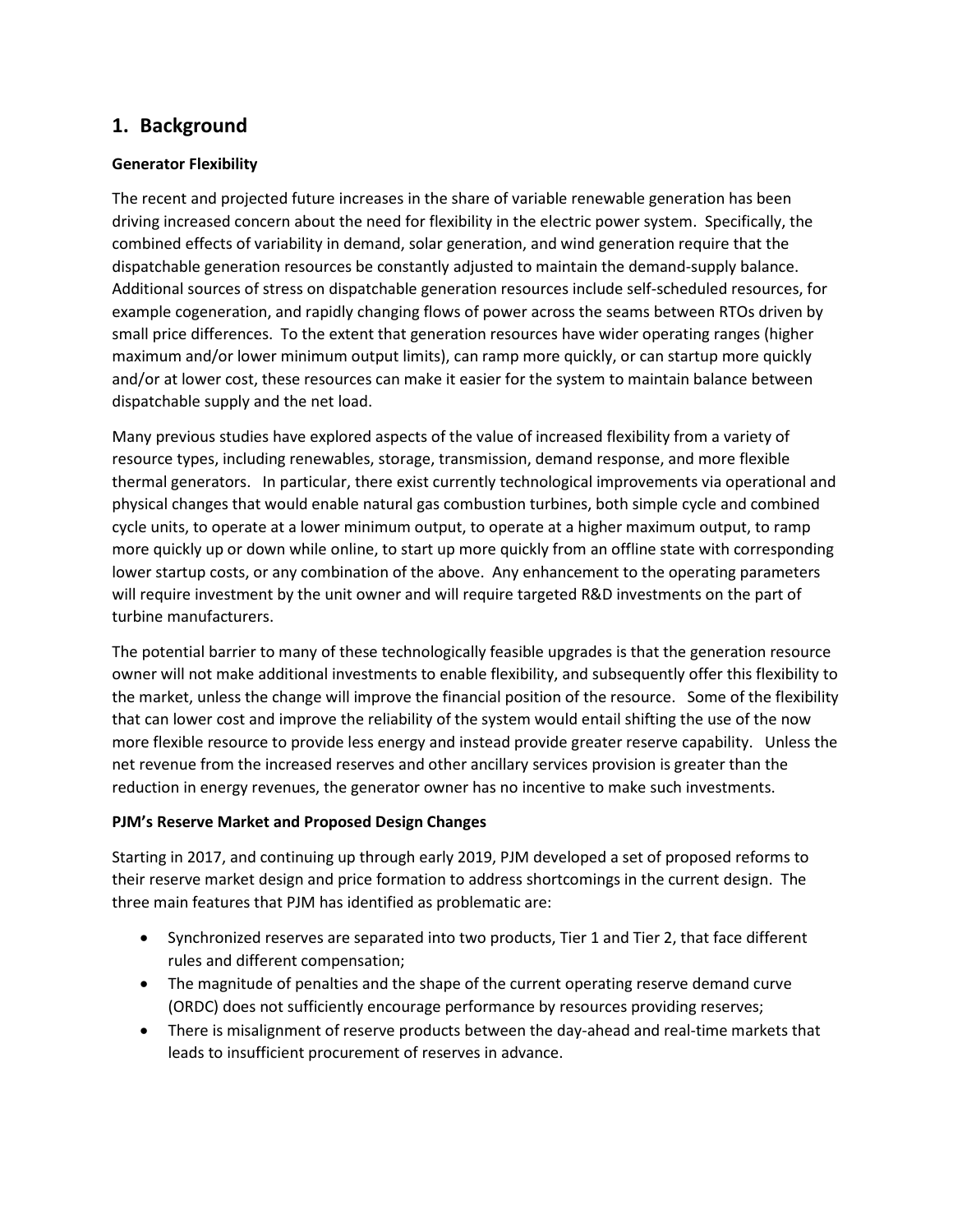# 1. Background

**Generator Flexibility**

The recent and projected future increases in the share of variable renewable generation has been driving increased concern about the need for flexibility in the electric power system. Specifically, the combined effects of variability in demand, solar generation, and wind generation require that the dispatchable generation resources be constantly adjusted to maintain the demand-supply balance. Additional sources of stress on dispatchable generation resources include self-scheduled resources, for example cogeneration, and rapidly changing flows of power across the seams between RTOs driven by small price differences. To the extent that generation resources have wider operating ranges (higher maximum and/or lower minimum output limits), can ramp more quickly, or can startup more quickly and/or at lower cost, these resources can make it easier for the system to maintain balance between dispatchable supply and the net load.

Many previous studies have explored aspects of the value of increased flexibility from a variety of resource types, including renewables, storage, transmission, demand response, and more flexible thermal generators. In particular, there exist currently technological improvements via operational and physical changes that would enable natural gas combustion turbines, both simple cycle and combined cycle units, to operate at a lower minimum output, to operate at a higher maximum output, to ramp more quickly up or down while online, to start up more quickly from an offline state with corresponding lower startup costs, or any combination of the above. Any enhancement to the operating parameters will require investment by the unit owner and will require targeted R&D investments on the part of turbine manufacturers.

The potential barrier to many of these technologically feasible upgrades is that the generation resource owner will not make additional investments to enable flexibility, and subsequently offer this flexibility to the market, unless the change will improve the financial position of the resource. Some of the flexibility that can lower cost and improve the reliability of the system would entail shifting the use of the now more flexible resource to provide less energy and instead provide greater reserve capability. Unless the net revenue from the increased reserves and other ancillary services provision is greater than the reduction in energy revenues, the generator owner has no incentive to make such investments.

**PJM's Reserve Market and Proposed Design Changes**

Starting in 2017, and continuing up through early 2019, PJM developed a set of proposed reforms to their reserve market design and price formation to address shortcomings in the current design. The three main features that PJM has identified as problematic are:

- Synchronized reserves are separated into two products, Tier 1 and Tier 2, that face different rules and different compensation;
- The magnitude of penalties and the shape of the current operating reserve demand curve (ORDC) does not sufficiently encourage performance by resources providing reserves;
- There is misalignment of reserve products between the day-ahead and real-time markets that leads to insufficient procurement of reserves in advance.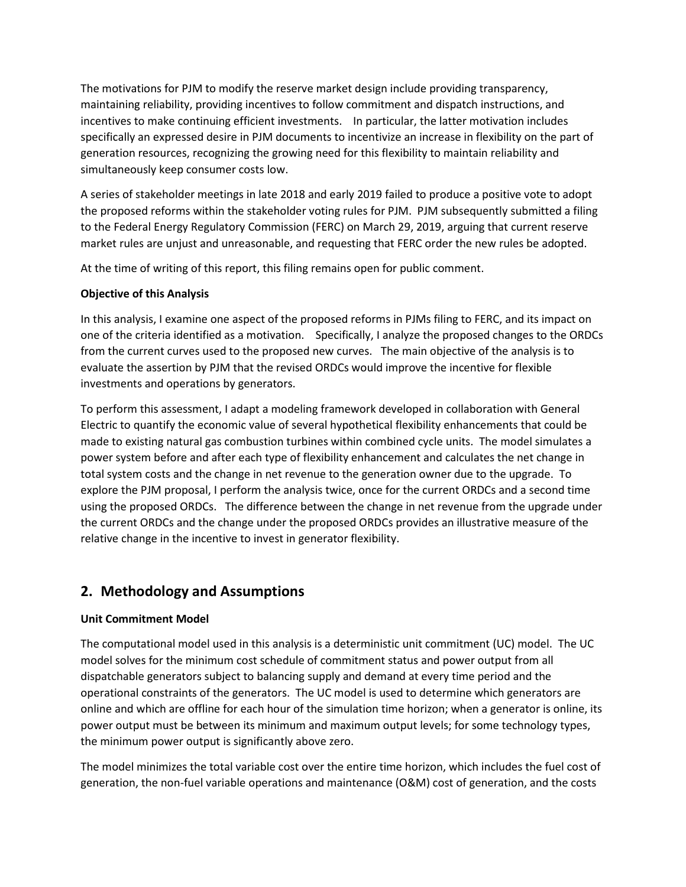The motivations for PJM to modify the reserve market design include providing transparency, maintaining reliability, providing incentives to follow commitment and dispatch instructions, and incentives to make continuing efficient investments. In particular, the latter motivation includes specifically an expressed desire in PJM documents to incentivize an increase in flexibility on the part of generation resources, recognizing the growing need for this flexibility to maintain reliability and simultaneously keep consumer costs low.

A series of stakeholder meetings in late 2018 and early 2019 failed to produce a positive vote to adopt the proposed reforms within the stakeholder voting rules for PJM. PJM subsequently submitted a filing to the Federal Energy Regulatory Commission (FERC) on March 29, 2019, arguing that current reserve market rules are unjust and unreasonable, and requesting that FERC order the new rules be adopted.

At the time of writing of this report, this filing remains open for public comment.

**Objective of this Analysis**

In this analysis, I examine one aspect of the proposed reforms in PJMs filing to FERC, and its impact on one of the criteria identified as a motivation. Specifically, I analyze the proposed changes to the ORDCs from the current curves used to the proposed new curves. The main objective of the analysis is to evaluate the assertion by PJM that the revised ORDCs would improve the incentive for flexible investments and operations by generators.

To perform this assessment, I adapt a modeling framework developed in collaboration with General Electric to quantify the economic value of several hypothetical flexibility enhancements that could be made to existing natural gas combustion turbines within combined cycle units. The model simulates a power system before and after each type of flexibility enhancement and calculates the net change in total system costs and the change in net revenue to the generation owner due to the upgrade. To explore the PJM proposal, I perform the analysis twice, once for the current ORDCs and a second time using the proposed ORDCs. The difference between the change in net revenue from the upgrade under the current ORDCs and the change under the proposed ORDCs provides an illustrative measure of the relative change in the incentive to invest in generator flexibility.

## 2. Methodology and Assumptions

**Unit Commitment Model**

The computational model used in this analysis is a deterministic unit commitment (UC) model. The UC model solves for the minimum cost schedule of commitment status and power output from all dispatchable generators subject to balancing supply and demand at every time period and the operational constraints of the generators. The UC model is used to determine which generators are online and which are offline for each hour of the simulation time horizon; when a generator is online, its power output must be between its minimum and maximum output levels; for some technology types, the minimum power output is significantly above zero.

The model minimizes the total variable cost over the entire time horizon, which includes the fuel cost of generation, the non-fuel variable operations and maintenance (O&M) cost of generation, and the costs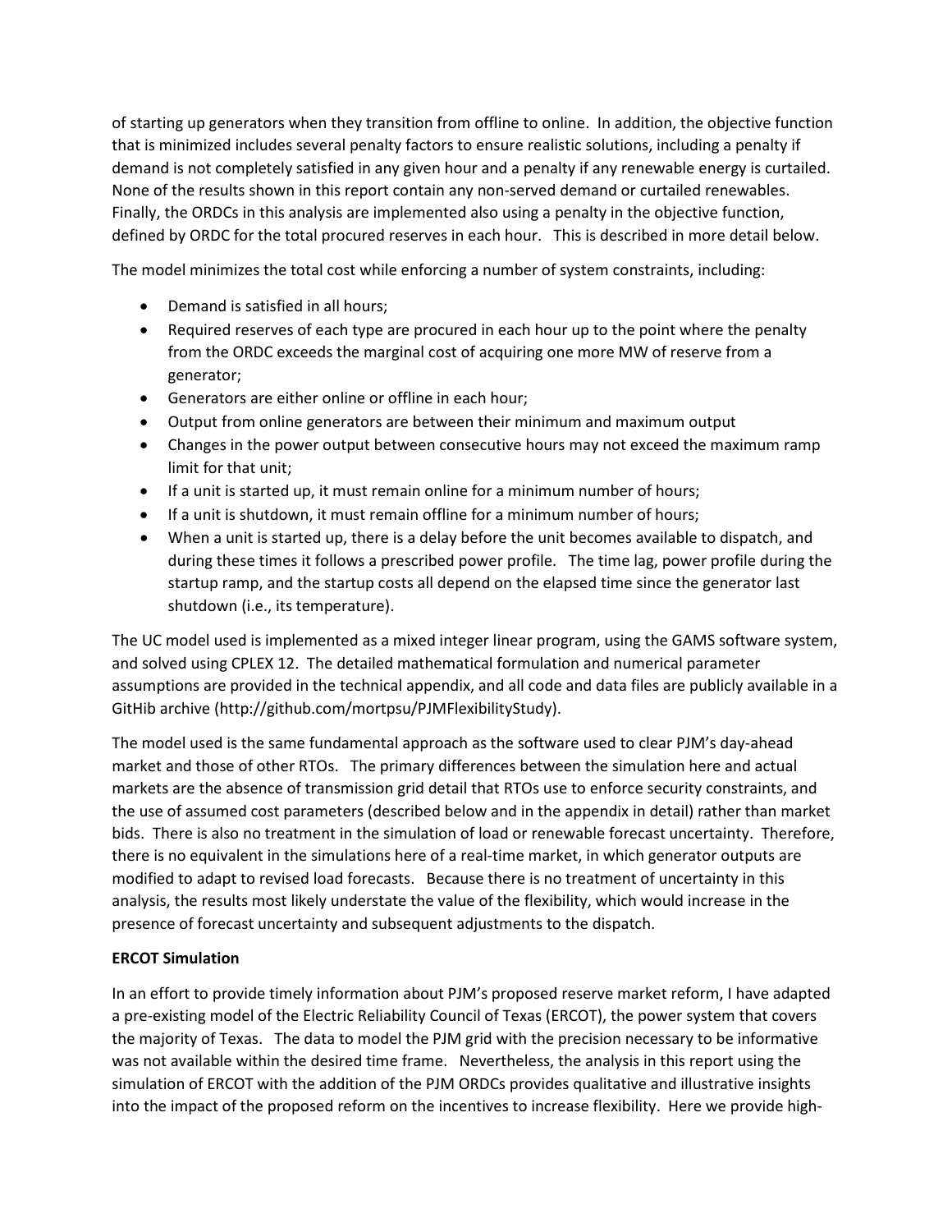of starting up generators when they transition from offline to online. In addition, the objective function that is minimized includes several penalty factors to ensure realistic solutions, including a penalty if demand is not completely satisfied in any given hour and a penalty if any renewable energy is curtailed. None of the results shown in this report contain any non-served demand or curtailed renewables. Finally, the ORDCs in this analysis are implemented also using a penalty in the objective function, defined by ORDC for the total procured reserves in each hour. This is described in more detail below.

The model minimizes the total cost while enforcing a number of system constraints, including:

- Demand is satisfied in all hours;
- Required reserves of each type are procured in each hour up to the point where the penalty from the ORDC exceeds the marginal cost of acquiring one more MW of reserve from a generator;
- Generators are either online or offline in each hour;
- Output from online generators are between their minimum and maximum output
- Changes in the power output between consecutive hours may not exceed the maximum ramp limit for that unit;
- If a unit is started up, it must remain online for a minimum number of hours;
- If a unit is shutdown, it must remain offline for a minimum number of hours;
- When a unit is started up, there is a delay before the unit becomes available to dispatch, and during these times it follows a prescribed power profile. The time lag, power profile during the startup ramp, and the startup costs all depend on the elapsed time since the generator last shutdown (i.e., its temperature).

The UC model used is implemented as a mixed integer linear program, using the GAMS software system, and solved using CPLEX 12. The detailed mathematical formulation and numerical parameter assumptions are provided in the technical appendix, and all code and data files are publicly available in a GitHib archive (http://github.com/mortpsu/PJMFlexibilityStudy).

The model used is the same fundamental approach as the software used to clear PJM's day-ahead market and those of other RTOs. The primary differences between the simulation here and actual markets are the absence of transmission grid detail that RTOs use to enforce security constraints, and the use of assumed cost parameters (described below and in the appendix in detail) rather than market bids. There is also no treatment in the simulation of load or renewable forecast uncertainty. Therefore, there is no equivalent in the simulations here of a real-time market, in which generator outputs are modified to adapt to revised load forecasts. Because there is no treatment of uncertainty in this analysis, the results most likely understate the value of the flexibility, which would increase in the presence of forecast uncertainty and subsequent adjustments to the dispatch.

**ERCOT Simulation**

In an effort to provide timely information about PJM's proposed reserve market reform, I have adapted a pre-existing model of the Electric Reliability Council of Texas (ERCOT), the power system that covers the majority of Texas. The data to model the PJM grid with the precision necessary to be informative was not available within the desired time frame. Nevertheless, the analysis in this report using the simulation of ERCOT with the addition of the PJM ORDCs provides qualitative and illustrative insights into the impact of the proposed reform on the incentives to increase flexibility. Here we provide high-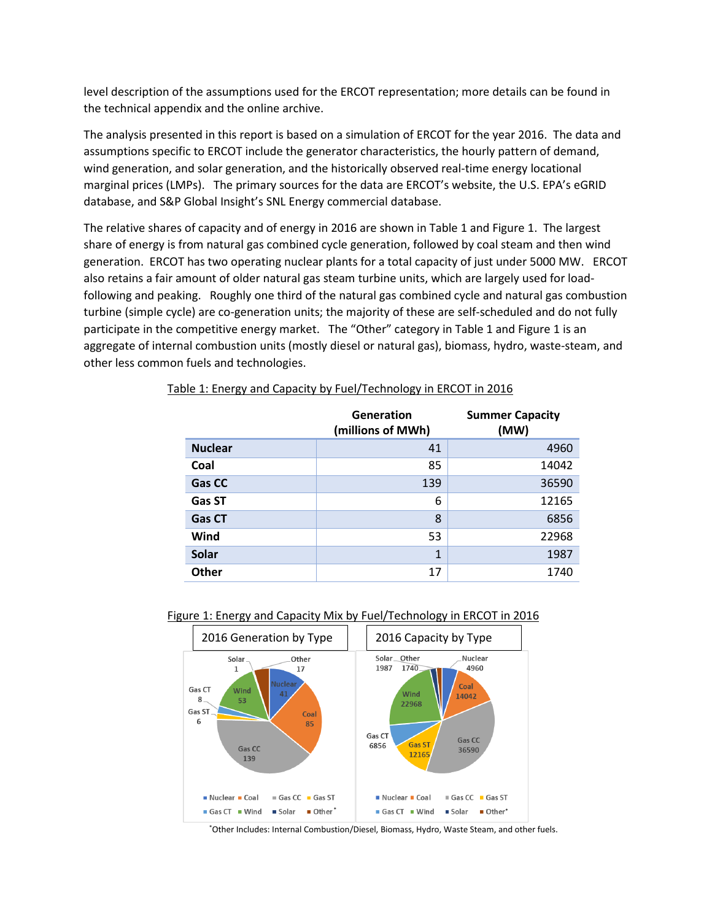level description of the assumptions used for the ERCOT representation; more details can be found in the technical appendix and the online archive.

The analysis presented in this report is based on a simulation of ERCOT for the year 2016. The data and assumptions specific to ERCOT include the generator characteristics, the hourly pattern of demand, wind generation, and solar generation, and the historically observed real-time energy locational marginal prices (LMPs). The primary sources for the data are ERCOT's website, the U.S. EPA's eGRID database, and S&P Global Insight's SNL Energy commercial database.

The relative shares of capacity and of energy in 2016 are shown in Table 1 and Figure 1. The largest share of energy is from natural gas combined cycle generation, followed by coal steam and then wind generation. ERCOT has two operating nuclear plants for a total capacity of just under 5000 MW. ERCOT also retains a fair amount of older natural gas steam turbine units, which are largely used for load-following and peaking. Roughly one third of the natural gas combined cycle and natural gas combustion turbine (simple cycle) are co-generation units; the majority of these are self-scheduled and do not fully participate in the competitive energy market. The "Other" category in Table 1 and Figure 1 is an aggregate of internal combustion units (mostly diesel or natural gas), biomass, hydro, waste-steam, and other less common fuels and technologies.

Table 1: Energy and Capacity by Fuel/Technology in ERCOT in 2016

| | Generation (millions of MWh) | Summer Capacity (MW) |
|---|---|---|
| **Nuclear** | 41 | 4960 |
| **Coal** | 85 | 14042 |
| **Gas CC** | 139 | 36590 |
| **Gas ST** | 6 | 12165 |
| **Gas CT** | 8 | 6856 |
| **Wind** | 53 | 22968 |
| **Solar** | 1 | 1987 |
| **Other** | 17 | 1740 |

Figure 1: Energy and Capacity Mix by Fuel/Technology in ERCOT in 2016

2016 Generation by Type: Nuclear 41, Coal 85, Gas CC 139, Gas ST 6, Gas CT 8, Wind 53, Solar 1, Other 17

2016 Capacity by Type: Nuclear 4960, Coal 14042, Gas CC 36590, Gas ST 12165, Gas CT 6856, Wind 22968, Solar 1987, Other 1740

*Other Includes: Internal Combustion/Diesel, Biomass, Hydro, Waste Steam, and other fuels.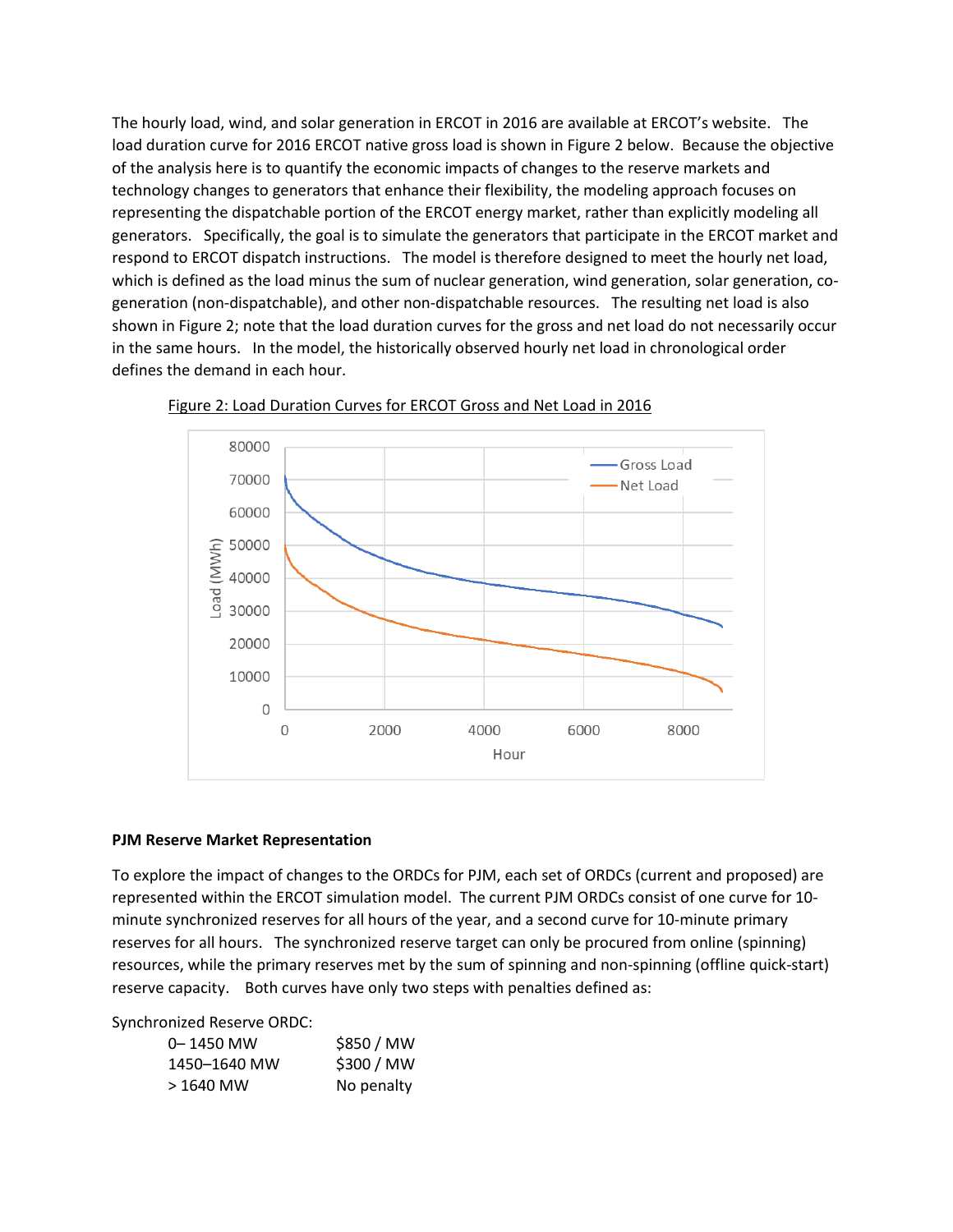The hourly load, wind, and solar generation in ERCOT in 2016 are available at ERCOT's website. The load duration curve for 2016 ERCOT native gross load is shown in Figure 2 below. Because the objective of the analysis here is to quantify the economic impacts of changes to the reserve markets and technology changes to generators that enhance their flexibility, the modeling approach focuses on representing the dispatchable portion of the ERCOT energy market, rather than explicitly modeling all generators. Specifically, the goal is to simulate the generators that participate in the ERCOT market and respond to ERCOT dispatch instructions. The model is therefore designed to meet the hourly net load, which is defined as the load minus the sum of nuclear generation, wind generation, solar generation, co-generation (non-dispatchable), and other non-dispatchable resources. The resulting net load is also shown in Figure 2; note that the load duration curves for the gross and net load do not necessarily occur in the same hours. In the model, the historically observed hourly net load in chronological order defines the demand in each hour.

Figure 2: Load Duration Curves for ERCOT Gross and Net Load in 2016

**PJM Reserve Market Representation**

To explore the impact of changes to the ORDCs for PJM, each set of ORDCs (current and proposed) are represented within the ERCOT simulation model. The current PJM ORDCs consist of one curve for 10-minute synchronized reserves for all hours of the year, and a second curve for 10-minute primary reserves for all hours. The synchronized reserve target can only be procured from online (spinning) resources, while the primary reserves met by the sum of spinning and non-spinning (offline quick-start) reserve capacity. Both curves have only two steps with penalties defined as:

Synchronized Reserve ORDC:

| | |
|---|---|
| 0– 1450 MW | $850 / MW |
| 1450–1640 MW | $300 / MW |
| > 1640 MW | No penalty |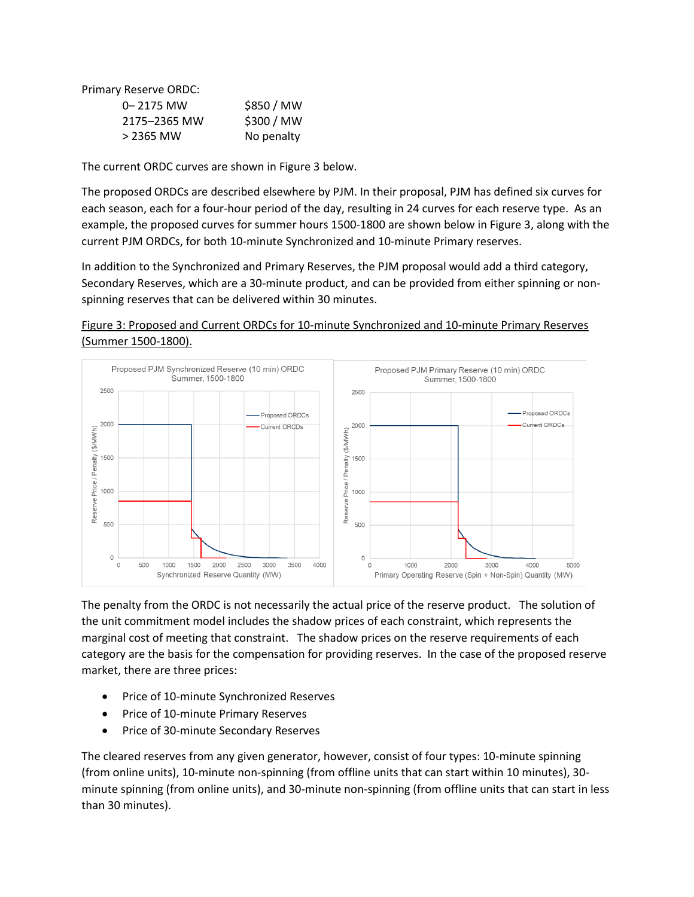Primary Reserve ORDC:

| | |
|---|---|
| 0– 2175 MW | $850 / MW |
| 2175–2365 MW | $300 / MW |
| > 2365 MW | No penalty |

The current ORDC curves are shown in Figure 3 below.

The proposed ORDCs are described elsewhere by PJM. In their proposal, PJM has defined six curves for each season, each for a four-hour period of the day, resulting in 24 curves for each reserve type. As an example, the proposed curves for summer hours 1500-1800 are shown below in Figure 3, along with the current PJM ORDCs, for both 10-minute Synchronized and 10-minute Primary reserves.

In addition to the Synchronized and Primary Reserves, the PJM proposal would add a third category, Secondary Reserves, which are a 30-minute product, and can be provided from either spinning or non-spinning reserves that can be delivered within 30 minutes.

Figure 3: Proposed and Current ORDCs for 10-minute Synchronized and 10-minute Primary Reserves (Summer 1500-1800).

The penalty from the ORDC is not necessarily the actual price of the reserve product. The solution of the unit commitment model includes the shadow prices of each constraint, which represents the marginal cost of meeting that constraint. The shadow prices on the reserve requirements of each category are the basis for the compensation for providing reserves. In the case of the proposed reserve market, there are three prices:

- Price of 10-minute Synchronized Reserves
- Price of 10-minute Primary Reserves
- Price of 30-minute Secondary Reserves

The cleared reserves from any given generator, however, consist of four types: 10-minute spinning (from online units), 10-minute non-spinning (from offline units that can start within 10 minutes), 30-minute spinning (from online units), and 30-minute non-spinning (from offline units that can start in less than 30 minutes).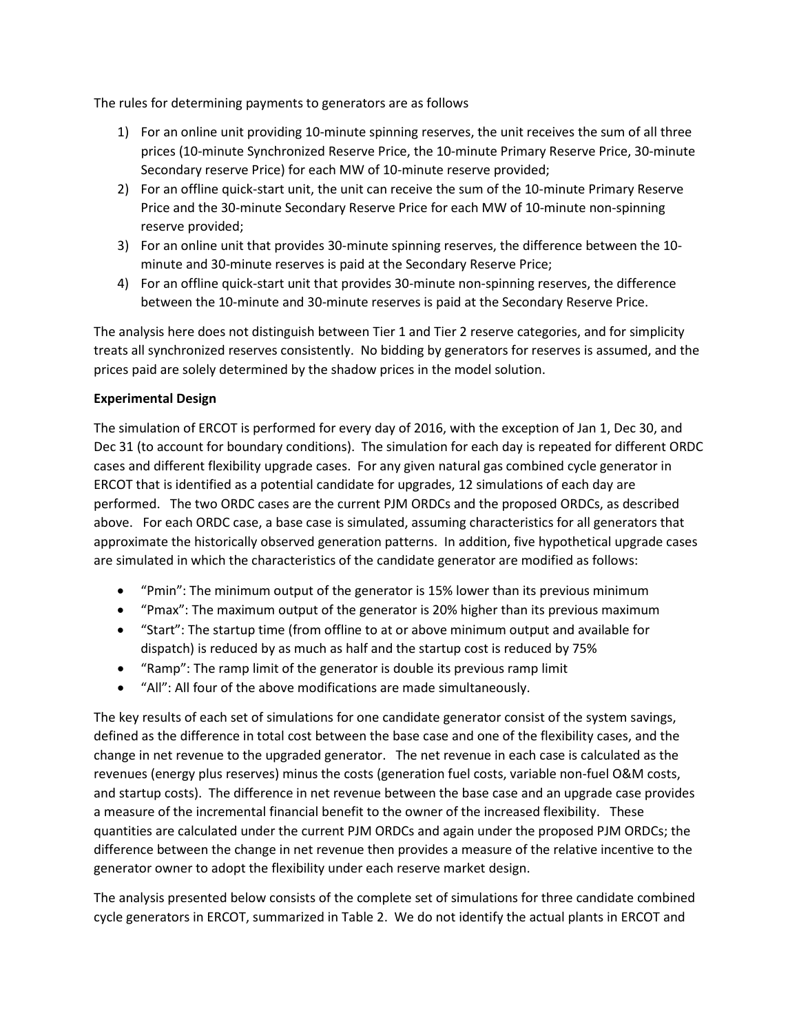The rules for determining payments to generators are as follows

1) For an online unit providing 10-minute spinning reserves, the unit receives the sum of all three prices (10-minute Synchronized Reserve Price, the 10-minute Primary Reserve Price, 30-minute Secondary reserve Price) for each MW of 10-minute reserve provided;
2) For an offline quick-start unit, the unit can receive the sum of the 10-minute Primary Reserve Price and the 30-minute Secondary Reserve Price for each MW of 10-minute non-spinning reserve provided;
3) For an online unit that provides 30-minute spinning reserves, the difference between the 10-minute and 30-minute reserves is paid at the Secondary Reserve Price;
4) For an offline quick-start unit that provides 30-minute non-spinning reserves, the difference between the 10-minute and 30-minute reserves is paid at the Secondary Reserve Price.

The analysis here does not distinguish between Tier 1 and Tier 2 reserve categories, and for simplicity treats all synchronized reserves consistently. No bidding by generators for reserves is assumed, and the prices paid are solely determined by the shadow prices in the model solution.

**Experimental Design**

The simulation of ERCOT is performed for every day of 2016, with the exception of Jan 1, Dec 30, and Dec 31 (to account for boundary conditions). The simulation for each day is repeated for different ORDC cases and different flexibility upgrade cases. For any given natural gas combined cycle generator in ERCOT that is identified as a potential candidate for upgrades, 12 simulations of each day are performed. The two ORDC cases are the current PJM ORDCs and the proposed ORDCs, as described above. For each ORDC case, a base case is simulated, assuming characteristics for all generators that approximate the historically observed generation patterns. In addition, five hypothetical upgrade cases are simulated in which the characteristics of the candidate generator are modified as follows:

- "Pmin": The minimum output of the generator is 15% lower than its previous minimum
- "Pmax": The maximum output of the generator is 20% higher than its previous maximum
- "Start": The startup time (from offline to at or above minimum output and available for dispatch) is reduced by as much as half and the startup cost is reduced by 75%
- "Ramp": The ramp limit of the generator is double its previous ramp limit
- "All": All four of the above modifications are made simultaneously.

The key results of each set of simulations for one candidate generator consist of the system savings, defined as the difference in total cost between the base case and one of the flexibility cases, and the change in net revenue to the upgraded generator. The net revenue in each case is calculated as the revenues (energy plus reserves) minus the costs (generation fuel costs, variable non-fuel O&M costs, and startup costs). The difference in net revenue between the base case and an upgrade case provides a measure of the incremental financial benefit to the owner of the increased flexibility. These quantities are calculated under the current PJM ORDCs and again under the proposed PJM ORDCs; the difference between the change in net revenue then provides a measure of the relative incentive to the generator owner to adopt the flexibility under each reserve market design.

The analysis presented below consists of the complete set of simulations for three candidate combined cycle generators in ERCOT, summarized in Table 2. We do not identify the actual plants in ERCOT and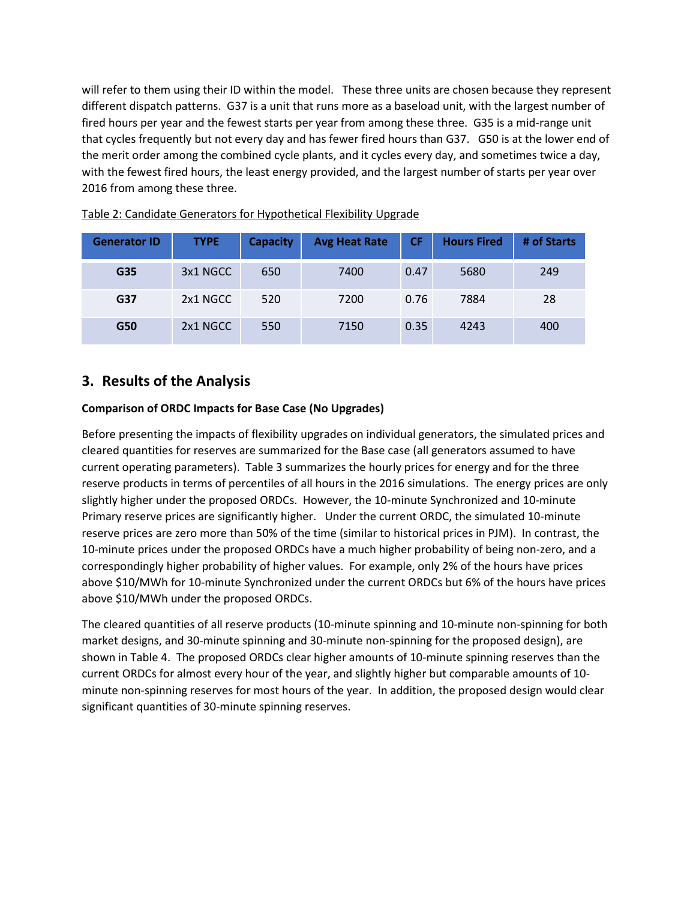will refer to them using their ID within the model. These three units are chosen because they represent different dispatch patterns. G37 is a unit that runs more as a baseload unit, with the largest number of fired hours per year and the fewest starts per year from among these three. G35 is a mid-range unit that cycles frequently but not every day and has fewer fired hours than G37. G50 is at the lower end of the merit order among the combined cycle plants, and it cycles every day, and sometimes twice a day, with the fewest fired hours, the least energy provided, and the largest number of starts per year over 2016 from among these three.

Table 2: Candidate Generators for Hypothetical Flexibility Upgrade

| Generator ID | TYPE | Capacity | Avg Heat Rate | CF | Hours Fired | # of Starts |
|---|---|---|---|---|---|---|
| **G35** | 3x1 NGCC | 650 | 7400 | 0.47 | 5680 | 249 |
| **G37** | 2x1 NGCC | 520 | 7200 | 0.76 | 7884 | 28 |
| **G50** | 2x1 NGCC | 550 | 7150 | 0.35 | 4243 | 400 |

## 3. Results of the Analysis

**Comparison of ORDC Impacts for Base Case (No Upgrades)**

Before presenting the impacts of flexibility upgrades on individual generators, the simulated prices and cleared quantities for reserves are summarized for the Base case (all generators assumed to have current operating parameters). Table 3 summarizes the hourly prices for energy and for the three reserve products in terms of percentiles of all hours in the 2016 simulations. The energy prices are only slightly higher under the proposed ORDCs. However, the 10-minute Synchronized and 10-minute Primary reserve prices are significantly higher. Under the current ORDC, the simulated 10-minute reserve prices are zero more than 50% of the time (similar to historical prices in PJM). In contrast, the 10-minute prices under the proposed ORDCs have a much higher probability of being non-zero, and a correspondingly higher probability of higher values. For example, only 2% of the hours have prices above $10/MWh for 10-minute Synchronized under the current ORDCs but 6% of the hours have prices above $10/MWh under the proposed ORDCs.

The cleared quantities of all reserve products (10-minute spinning and 10-minute non-spinning for both market designs, and 30-minute spinning and 30-minute non-spinning for the proposed design), are shown in Table 4. The proposed ORDCs clear higher amounts of 10-minute spinning reserves than the current ORDCs for almost every hour of the year, and slightly higher but comparable amounts of 10-minute non-spinning reserves for most hours of the year. In addition, the proposed design would clear significant quantities of 30-minute spinning reserves.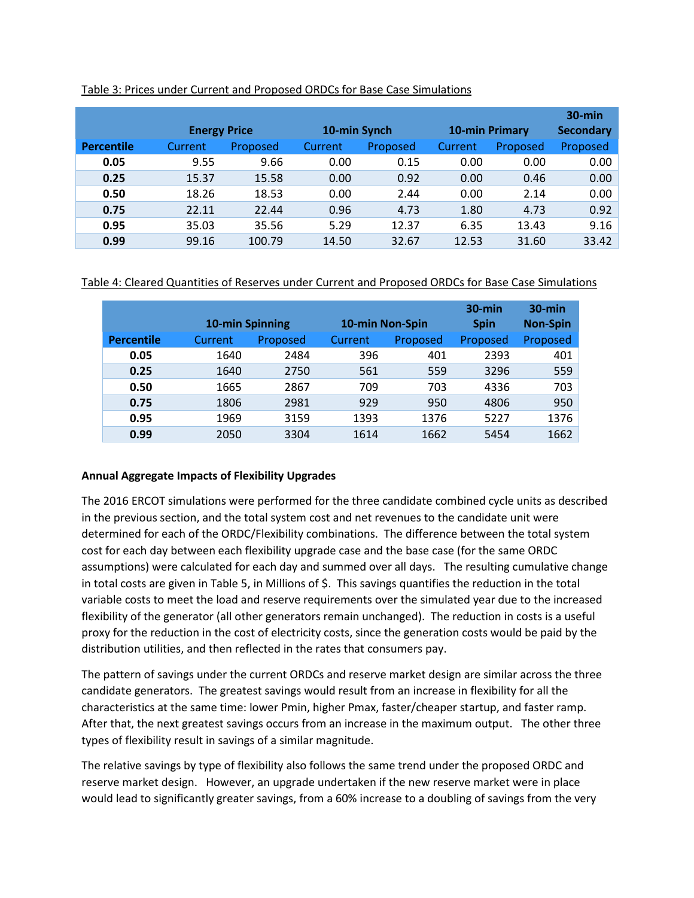Table 3: Prices under Current and Proposed ORDCs for Base Case Simulations

| | Energy Price | | 10-min Synch | | 10-min Primary | | 30-min Secondary |
|---|---|---|---|---|---|---|---|
| **Percentile** | Current | Proposed | Current | Proposed | Current | Proposed | Proposed |
| **0.05** | 9.55 | 9.66 | 0.00 | 0.15 | 0.00 | 0.00 | 0.00 |
| **0.25** | 15.37 | 15.58 | 0.00 | 0.92 | 0.00 | 0.46 | 0.00 |
| **0.50** | 18.26 | 18.53 | 0.00 | 2.44 | 0.00 | 2.14 | 0.00 |
| **0.75** | 22.11 | 22.44 | 0.96 | 4.73 | 1.80 | 4.73 | 0.92 |
| **0.95** | 35.03 | 35.56 | 5.29 | 12.37 | 6.35 | 13.43 | 9.16 |
| **0.99** | 99.16 | 100.79 | 14.50 | 32.67 | 12.53 | 31.60 | 33.42 |

Table 4: Cleared Quantities of Reserves under Current and Proposed ORDCs for Base Case Simulations

| | 10-min Spinning | | 10-min Non-Spin | | 30-min Spin | 30-min Non-Spin |
|---|---|---|---|---|---|---|
| **Percentile** | Current | Proposed | Current | Proposed | Proposed | Proposed |
| **0.05** | 1640 | 2484 | 396 | 401 | 2393 | 401 |
| **0.25** | 1640 | 2750 | 561 | 559 | 3296 | 559 |
| **0.50** | 1665 | 2867 | 709 | 703 | 4336 | 703 |
| **0.75** | 1806 | 2981 | 929 | 950 | 4806 | 950 |
| **0.95** | 1969 | 3159 | 1393 | 1376 | 5227 | 1376 |
| **0.99** | 2050 | 3304 | 1614 | 1662 | 5454 | 1662 |

**Annual Aggregate Impacts of Flexibility Upgrades**

The 2016 ERCOT simulations were performed for the three candidate combined cycle units as described in the previous section, and the total system cost and net revenues to the candidate unit were determined for each of the ORDC/Flexibility combinations. The difference between the total system cost for each day between each flexibility upgrade case and the base case (for the same ORDC assumptions) were calculated for each day and summed over all days. The resulting cumulative change in total costs are given in Table 5, in Millions of $. This savings quantifies the reduction in the total variable costs to meet the load and reserve requirements over the simulated year due to the increased flexibility of the generator (all other generators remain unchanged). The reduction in costs is a useful proxy for the reduction in the cost of electricity costs, since the generation costs would be paid by the distribution utilities, and then reflected in the rates that consumers pay.

The pattern of savings under the current ORDCs and reserve market design are similar across the three candidate generators. The greatest savings would result from an increase in flexibility for all the characteristics at the same time: lower Pmin, higher Pmax, faster/cheaper startup, and faster ramp. After that, the next greatest savings occurs from an increase in the maximum output. The other three types of flexibility result in savings of a similar magnitude.

The relative savings by type of flexibility also follows the same trend under the proposed ORDC and reserve market design. However, an upgrade undertaken if the new reserve market were in place would lead to significantly greater savings, from a 60% increase to a doubling of savings from the very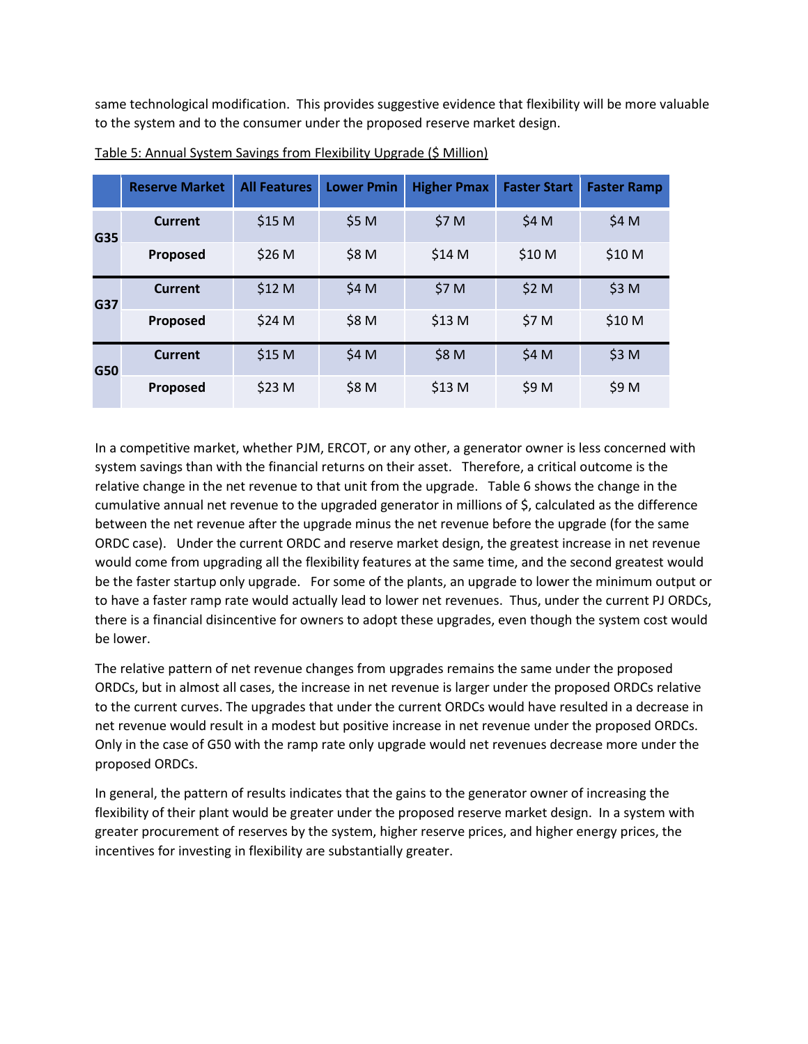same technological modification. This provides suggestive evidence that flexibility will be more valuable to the system and to the consumer under the proposed reserve market design.

Table 5: Annual System Savings from Flexibility Upgrade ($ Million)

| | Reserve Market | All Features | Lower Pmin | Higher Pmax | Faster Start | Faster Ramp |
|---|---|---|---|---|---|---|
| G35 | Current | $15 M | $5 M | $7 M | $4 M | $4 M |
| | Proposed | $26 M | $8 M | $14 M | $10 M | $10 M |
| G37 | Current | $12 M | $4 M | $7 M | $2 M | $3 M |
| | Proposed | $24 M | $8 M | $13 M | $7 M | $10 M |
| G50 | Current | $15 M | $4 M | $8 M | $4 M | $3 M |
| | Proposed | $23 M | $8 M | $13 M | $9 M | $9 M |

In a competitive market, whether PJM, ERCOT, or any other, a generator owner is less concerned with system savings than with the financial returns on their asset. Therefore, a critical outcome is the relative change in the net revenue to that unit from the upgrade. Table 6 shows the change in the cumulative annual net revenue to the upgraded generator in millions of $, calculated as the difference between the net revenue after the upgrade minus the net revenue before the upgrade (for the same ORDC case). Under the current ORDC and reserve market design, the greatest increase in net revenue would come from upgrading all the flexibility features at the same time, and the second greatest would be the faster startup only upgrade. For some of the plants, an upgrade to lower the minimum output or to have a faster ramp rate would actually lead to lower net revenues. Thus, under the current PJ ORDCs, there is a financial disincentive for owners to adopt these upgrades, even though the system cost would be lower.

The relative pattern of net revenue changes from upgrades remains the same under the proposed ORDCs, but in almost all cases, the increase in net revenue is larger under the proposed ORDCs relative to the current curves. The upgrades that under the current ORDCs would have resulted in a decrease in net revenue would result in a modest but positive increase in net revenue under the proposed ORDCs. Only in the case of G50 with the ramp rate only upgrade would net revenues decrease more under the proposed ORDCs.

In general, the pattern of results indicates that the gains to the generator owner of increasing the flexibility of their plant would be greater under the proposed reserve market design. In a system with greater procurement of reserves by the system, higher reserve prices, and higher energy prices, the incentives for investing in flexibility are substantially greater.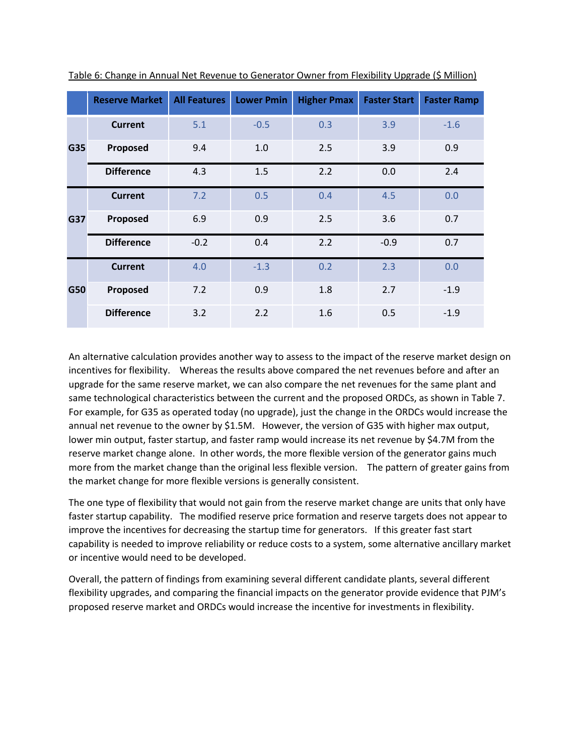Table 6: Change in Annual Net Revenue to Generator Owner from Flexibility Upgrade ($ Million)

| | Reserve Market | All Features | Lower Pmin | Higher Pmax | Faster Start | Faster Ramp |
|---|---|---|---|---|---|---|
| G35 | Current | 5.1 | -0.5 | 0.3 | 3.9 | -1.6 |
| | Proposed | 9.4 | 1.0 | 2.5 | 3.9 | 0.9 |
| | Difference | 4.3 | 1.5 | 2.2 | 0.0 | 2.4 |
| G37 | Current | 7.2 | 0.5 | 0.4 | 4.5 | 0.0 |
| | Proposed | 6.9 | 0.9 | 2.5 | 3.6 | 0.7 |
| | Difference | -0.2 | 0.4 | 2.2 | -0.9 | 0.7 |
| G50 | Current | 4.0 | -1.3 | 0.2 | 2.3 | 0.0 |
| | Proposed | 7.2 | 0.9 | 1.8 | 2.7 | -1.9 |
| | Difference | 3.2 | 2.2 | 1.6 | 0.5 | -1.9 |

An alternative calculation provides another way to assess to the impact of the reserve market design on incentives for flexibility. Whereas the results above compared the net revenues before and after an upgrade for the same reserve market, we can also compare the net revenues for the same plant and same technological characteristics between the current and the proposed ORDCs, as shown in Table 7. For example, for G35 as operated today (no upgrade), just the change in the ORDCs would increase the annual net revenue to the owner by $1.5M. However, the version of G35 with higher max output, lower min output, faster startup, and faster ramp would increase its net revenue by $4.7M from the reserve market change alone. In other words, the more flexible version of the generator gains much more from the market change than the original less flexible version. The pattern of greater gains from the market change for more flexible versions is generally consistent.

The one type of flexibility that would not gain from the reserve market change are units that only have faster startup capability. The modified reserve price formation and reserve targets does not appear to improve the incentives for decreasing the startup time for generators. If this greater fast start capability is needed to improve reliability or reduce costs to a system, some alternative ancillary market or incentive would need to be developed.

Overall, the pattern of findings from examining several different candidate plants, several different flexibility upgrades, and comparing the financial impacts on the generator provide evidence that PJM's proposed reserve market and ORDCs would increase the incentive for investments in flexibility.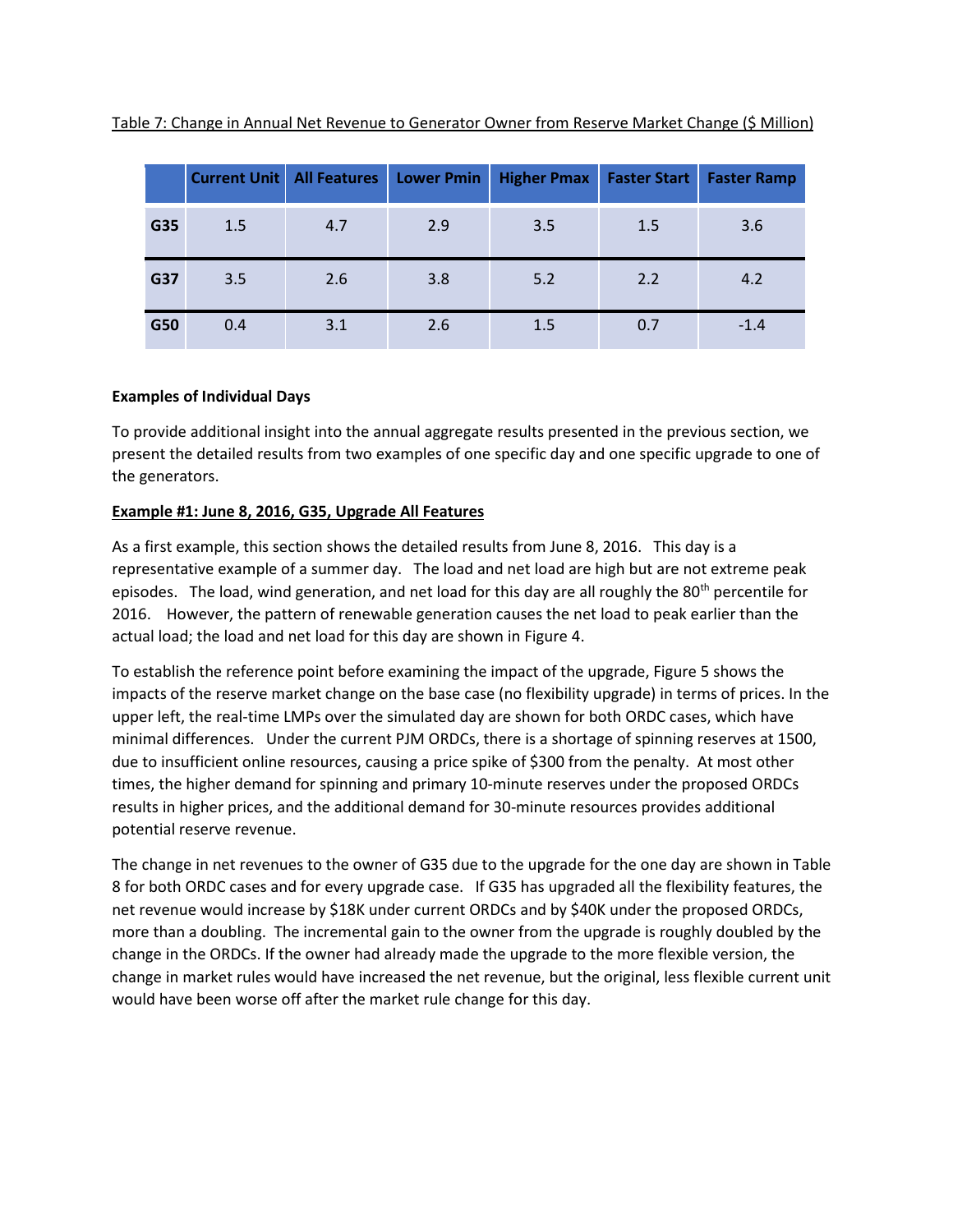Table 7: Change in Annual Net Revenue to Generator Owner from Reserve Market Change ($ Million)

| | Current Unit | All Features | Lower Pmin | Higher Pmax | Faster Start | Faster Ramp |
|---|---|---|---|---|---|---|
| G35 | 1.5 | 4.7 | 2.9 | 3.5 | 1.5 | 3.6 |
| G37 | 3.5 | 2.6 | 3.8 | 5.2 | 2.2 | 4.2 |
| G50 | 0.4 | 3.1 | 2.6 | 1.5 | 0.7 | -1.4 |

**Examples of Individual Days**

To provide additional insight into the annual aggregate results presented in the previous section, we present the detailed results from two examples of one specific day and one specific upgrade to one of the generators.

**Example #1: June 8, 2016, G35, Upgrade All Features**

As a first example, this section shows the detailed results from June 8, 2016. This day is a representative example of a summer day. The load and net load are high but are not extreme peak episodes. The load, wind generation, and net load for this day are all roughly the 80th percentile for 2016. However, the pattern of renewable generation causes the net load to peak earlier than the actual load; the load and net load for this day are shown in Figure 4.

To establish the reference point before examining the impact of the upgrade, Figure 5 shows the impacts of the reserve market change on the base case (no flexibility upgrade) in terms of prices. In the upper left, the real-time LMPs over the simulated day are shown for both ORDC cases, which have minimal differences. Under the current PJM ORDCs, there is a shortage of spinning reserves at 1500, due to insufficient online resources, causing a price spike of $300 from the penalty. At most other times, the higher demand for spinning and primary 10-minute reserves under the proposed ORDCs results in higher prices, and the additional demand for 30-minute resources provides additional potential reserve revenue.

The change in net revenues to the owner of G35 due to the upgrade for the one day are shown in Table 8 for both ORDC cases and for every upgrade case. If G35 has upgraded all the flexibility features, the net revenue would increase by $18K under current ORDCs and by $40K under the proposed ORDCs, more than a doubling. The incremental gain to the owner from the upgrade is roughly doubled by the change in the ORDCs. If the owner had already made the upgrade to the more flexible version, the change in market rules would have increased the net revenue, but the original, less flexible current unit would have been worse off after the market rule change for this day.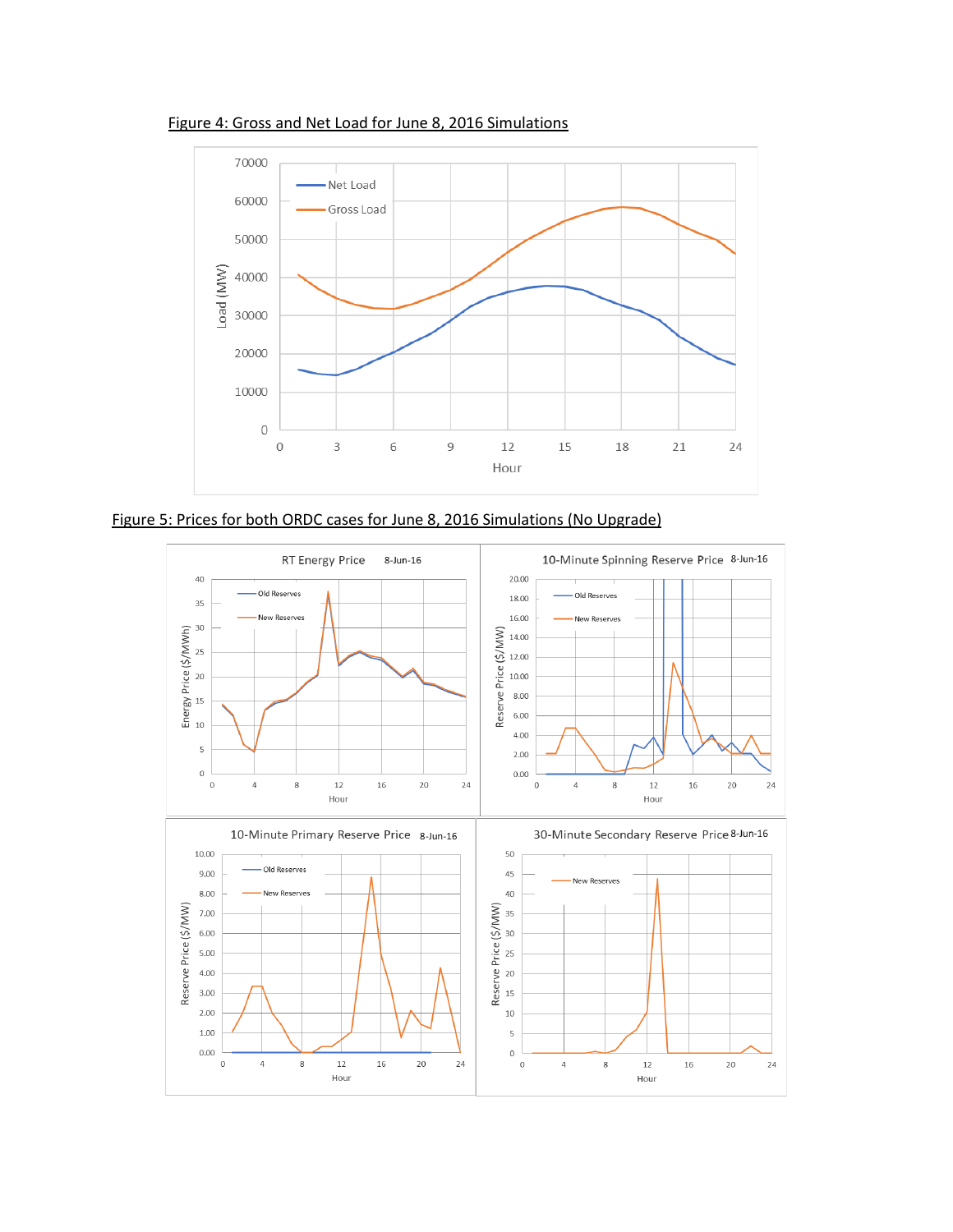Figure 4: Gross and Net Load for June 8, 2016 Simulations

Figure 5: Prices for both ORDC cases for June 8, 2016 Simulations (No Upgrade)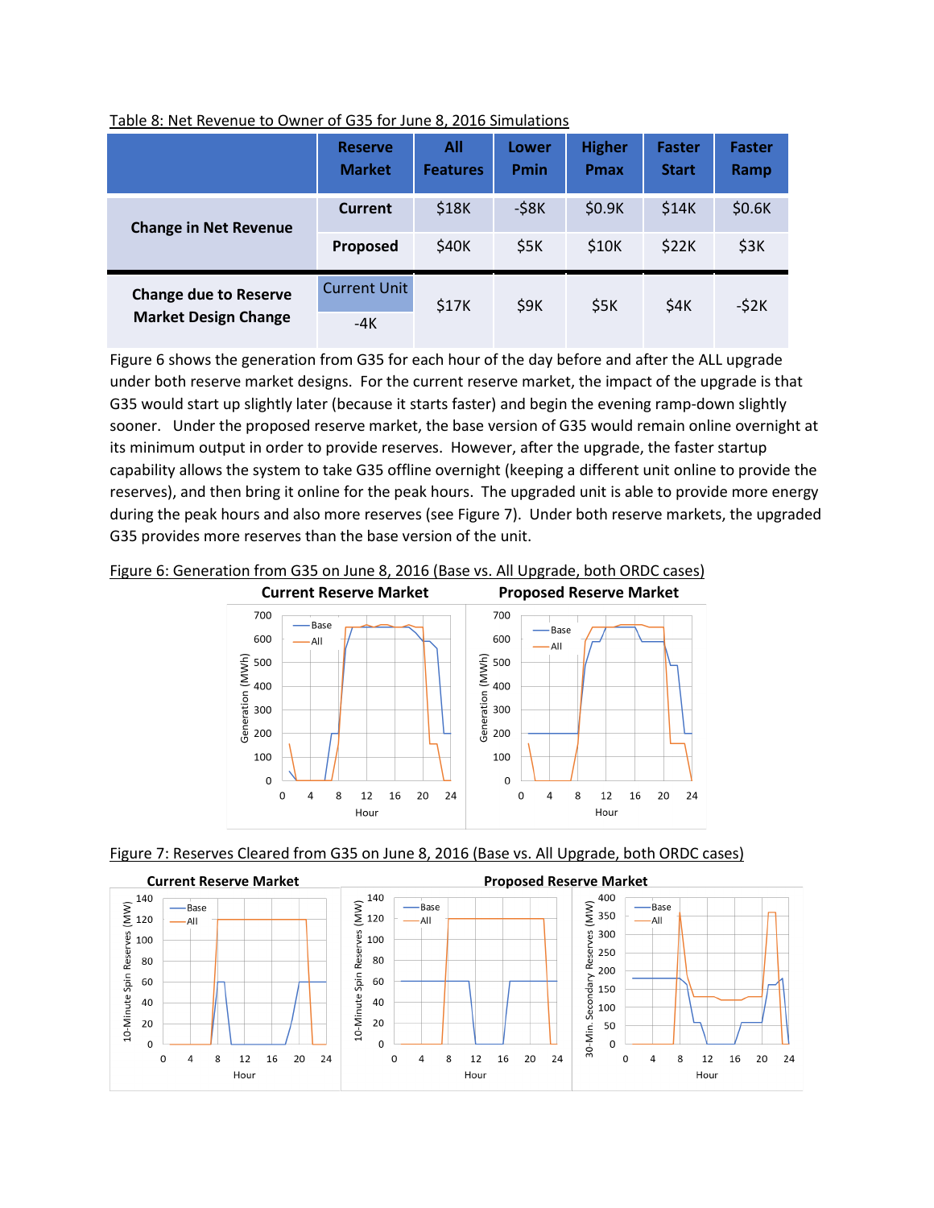Table 8: Net Revenue to Owner of G35 for June 8, 2016 Simulations

| | Reserve Market | All Features | Lower Pmin | Higher Pmax | Faster Start | Faster Ramp |
|---|---|---|---|---|---|---|
| Change in Net Revenue | Current | $18K | -$8K | $0.9K | $14K | $0.6K |
| | Proposed | $40K | $5K | $10K | $22K | $3K |
| Change due to Reserve Market Design Change | Current Unit -4K | $17K | $9K | $5K | $4K | -$2K |

Figure 6 shows the generation from G35 for each hour of the day before and after the ALL upgrade under both reserve market designs. For the current reserve market, the impact of the upgrade is that G35 would start up slightly later (because it starts faster) and begin the evening ramp-down slightly sooner. Under the proposed reserve market, the base version of G35 would remain online overnight at its minimum output in order to provide reserves. However, after the upgrade, the faster startup capability allows the system to take G35 offline overnight (keeping a different unit online to provide the reserves), and then bring it online for the peak hours. The upgraded unit is able to provide more energy during the peak hours and also more reserves (see Figure 7). Under both reserve markets, the upgraded G35 provides more reserves than the base version of the unit.

Figure 6: Generation from G35 on June 8, 2016 (Base vs. All Upgrade, both ORDC cases)

Figure 7: Reserves Cleared from G35 on June 8, 2016 (Base vs. All Upgrade, both ORDC cases)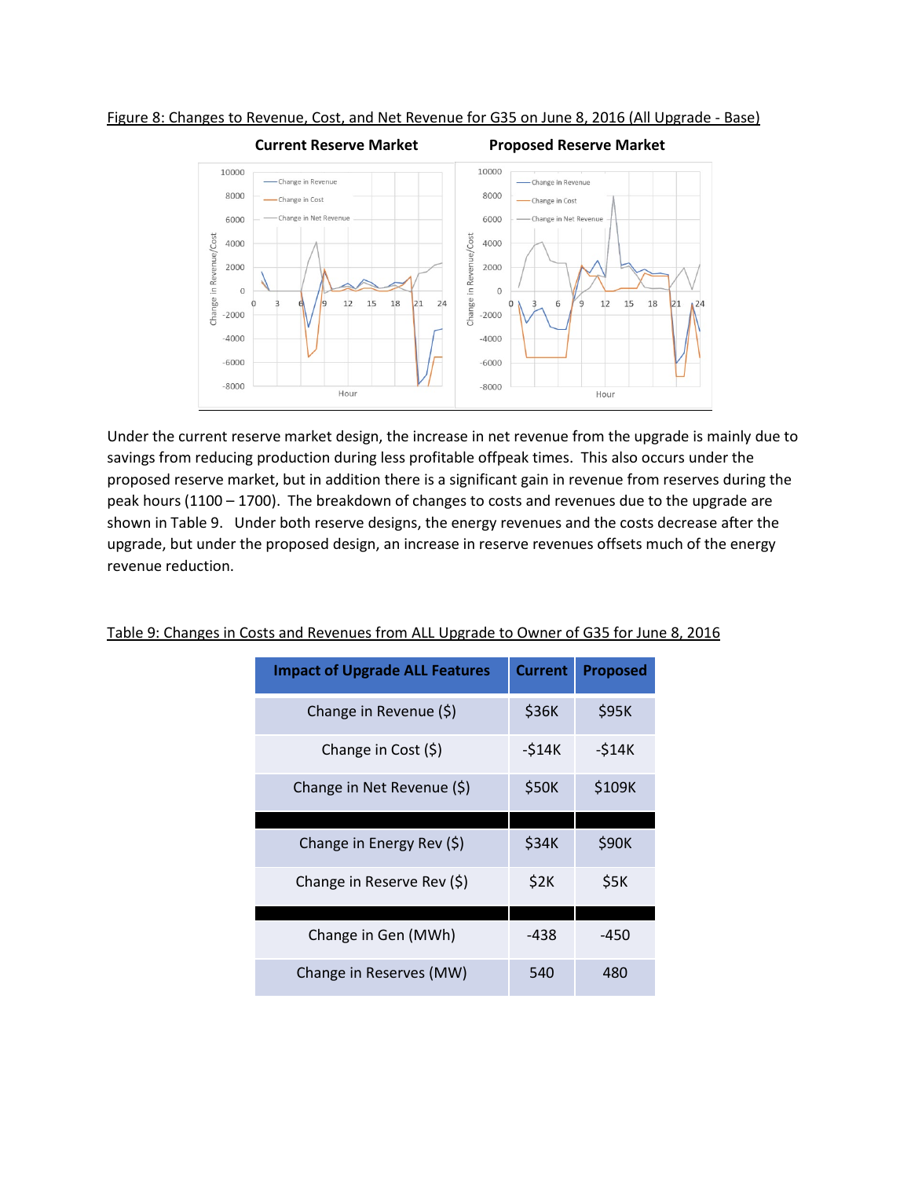Figure 8: Changes to Revenue, Cost, and Net Revenue for G35 on June 8, 2016 (All Upgrade - Base)

Under the current reserve market design, the increase in net revenue from the upgrade is mainly due to savings from reducing production during less profitable offpeak times. This also occurs under the proposed reserve market, but in addition there is a significant gain in revenue from reserves during the peak hours (1100 – 1700). The breakdown of changes to costs and revenues due to the upgrade are shown in Table 9. Under both reserve designs, the energy revenues and the costs decrease after the upgrade, but under the proposed design, an increase in reserve revenues offsets much of the energy revenue reduction.

Table 9: Changes in Costs and Revenues from ALL Upgrade to Owner of G35 for June 8, 2016

| Impact of Upgrade ALL Features | Current | Proposed |
|---|---|---|
| Change in Revenue ($) | $36K | $95K |
| Change in Cost ($) | -$14K | -$14K |
| Change in Net Revenue ($) | $50K | $109K |
| | | |
| Change in Energy Rev ($) | $34K | $90K |
| Change in Reserve Rev ($) | $2K | $5K |
| | | |
| Change in Gen (MWh) | -438 | -450 |
| Change in Reserves (MW) | 540 | 480 |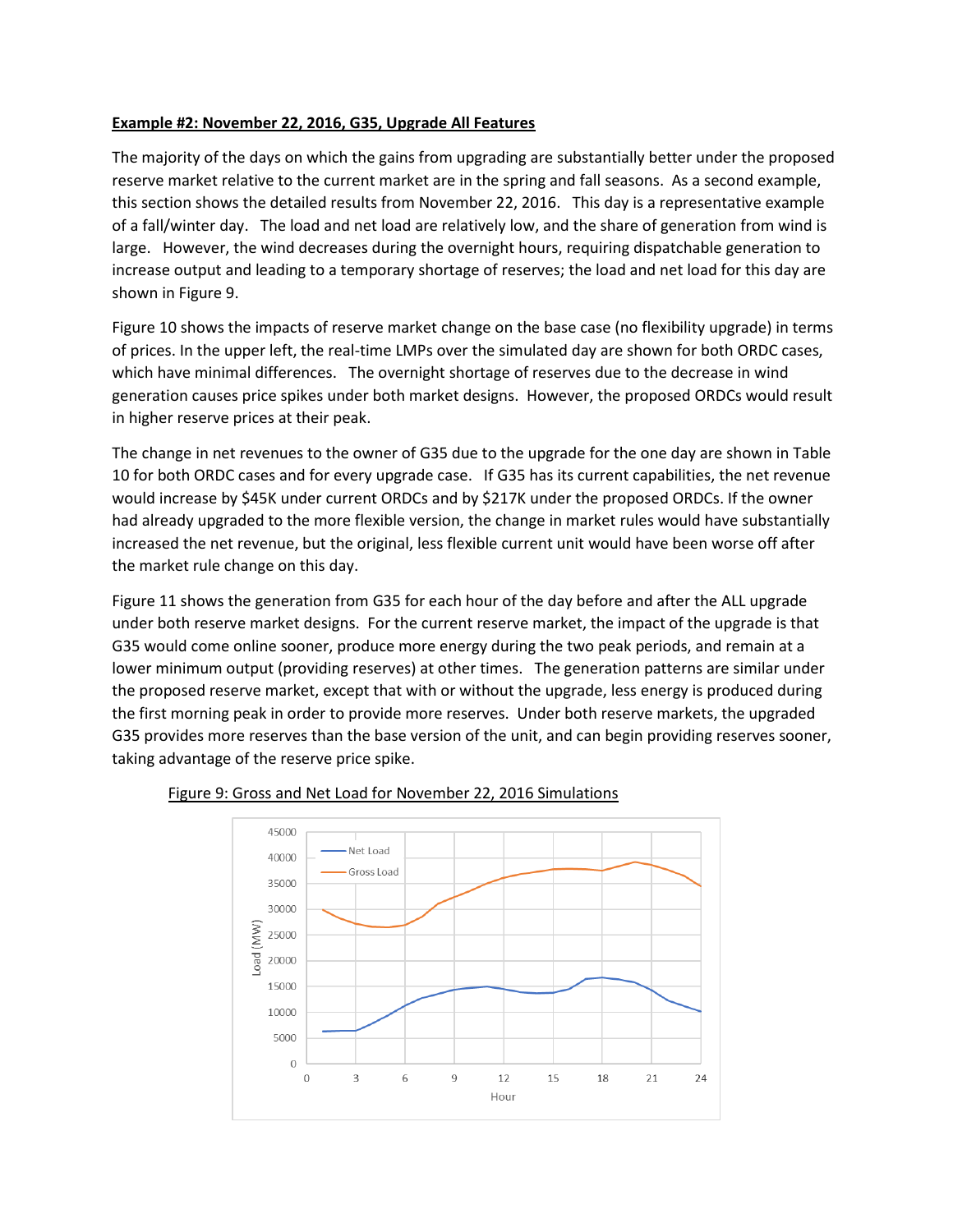**Example #2: November 22, 2016, G35, Upgrade All Features**

The majority of the days on which the gains from upgrading are substantially better under the proposed reserve market relative to the current market are in the spring and fall seasons. As a second example, this section shows the detailed results from November 22, 2016. This day is a representative example of a fall/winter day. The load and net load are relatively low, and the share of generation from wind is large. However, the wind decreases during the overnight hours, requiring dispatchable generation to increase output and leading to a temporary shortage of reserves; the load and net load for this day are shown in Figure 9.

Figure 10 shows the impacts of reserve market change on the base case (no flexibility upgrade) in terms of prices. In the upper left, the real-time LMPs over the simulated day are shown for both ORDC cases, which have minimal differences. The overnight shortage of reserves due to the decrease in wind generation causes price spikes under both market designs. However, the proposed ORDCs would result in higher reserve prices at their peak.

The change in net revenues to the owner of G35 due to the upgrade for the one day are shown in Table 10 for both ORDC cases and for every upgrade case. If G35 has its current capabilities, the net revenue would increase by $45K under current ORDCs and by $217K under the proposed ORDCs. If the owner had already upgraded to the more flexible version, the change in market rules would have substantially increased the net revenue, but the original, less flexible current unit would have been worse off after the market rule change on this day.

Figure 11 shows the generation from G35 for each hour of the day before and after the ALL upgrade under both reserve market designs. For the current reserve market, the impact of the upgrade is that G35 would come online sooner, produce more energy during the two peak periods, and remain at a lower minimum output (providing reserves) at other times. The generation patterns are similar under the proposed reserve market, except that with or without the upgrade, less energy is produced during the first morning peak in order to provide more reserves. Under both reserve markets, the upgraded G35 provides more reserves than the base version of the unit, and can begin providing reserves sooner, taking advantage of the reserve price spike.

Figure 9: Gross and Net Load for November 22, 2016 Simulations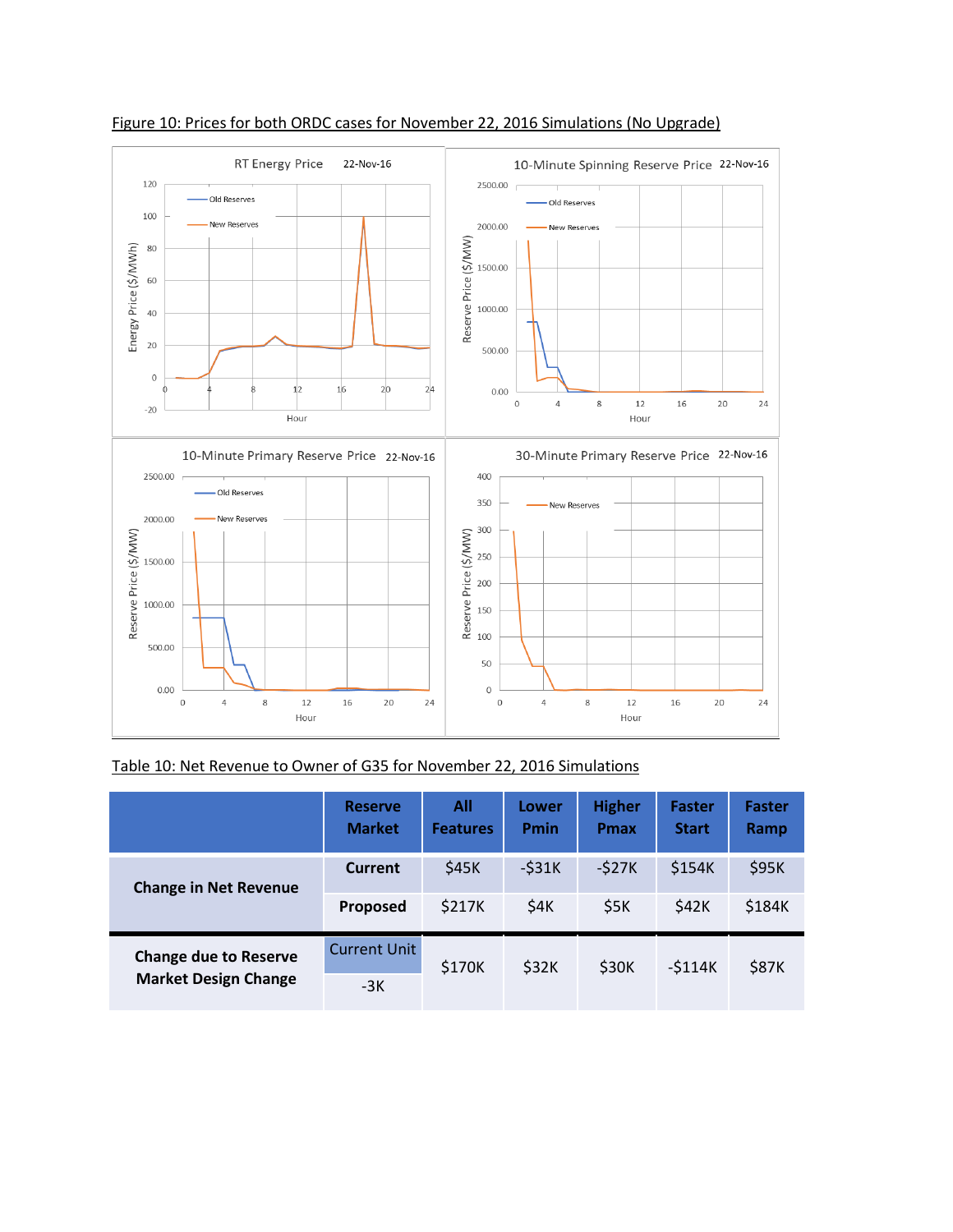Figure 10: Prices for both ORDC cases for November 22, 2016 Simulations (No Upgrade)

Table 10: Net Revenue to Owner of G35 for November 22, 2016 Simulations

| | Reserve Market | All Features | Lower Pmin | Higher Pmax | Faster Start | Faster Ramp |
|---|---|---|---|---|---|---|
| Change in Net Revenue | Current | $45K | -$31K | -$27K | $154K | $95K |
| | Proposed | $217K | $4K | $5K | $42K | $184K |
| Change due to Reserve Market Design Change | Current Unit -3K | $170K | $32K | $30K | -$114K | $87K |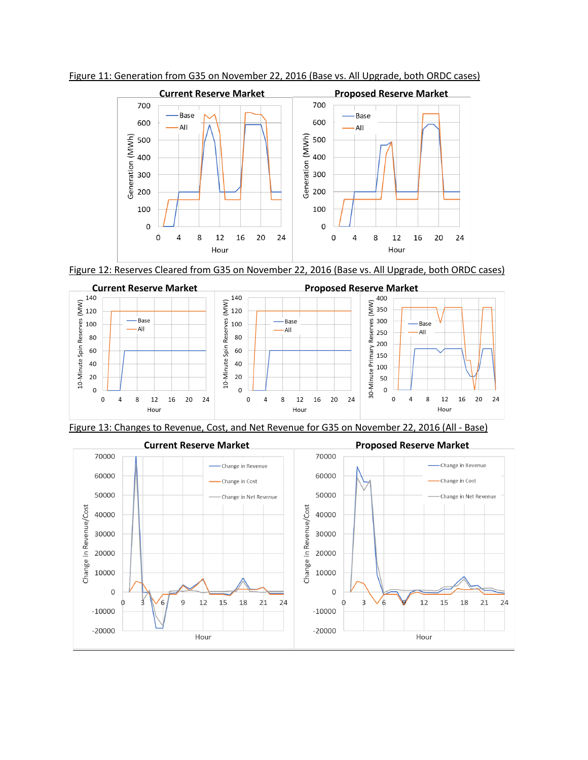Figure 11: Generation from G35 on November 22, 2016 (Base vs. All Upgrade, both ORDC cases)

Figure 12: Reserves Cleared from G35 on November 22, 2016 (Base vs. All Upgrade, both ORDC cases)

Figure 13: Changes to Revenue, Cost, and Net Revenue for G35 on November 22, 2016 (All - Base)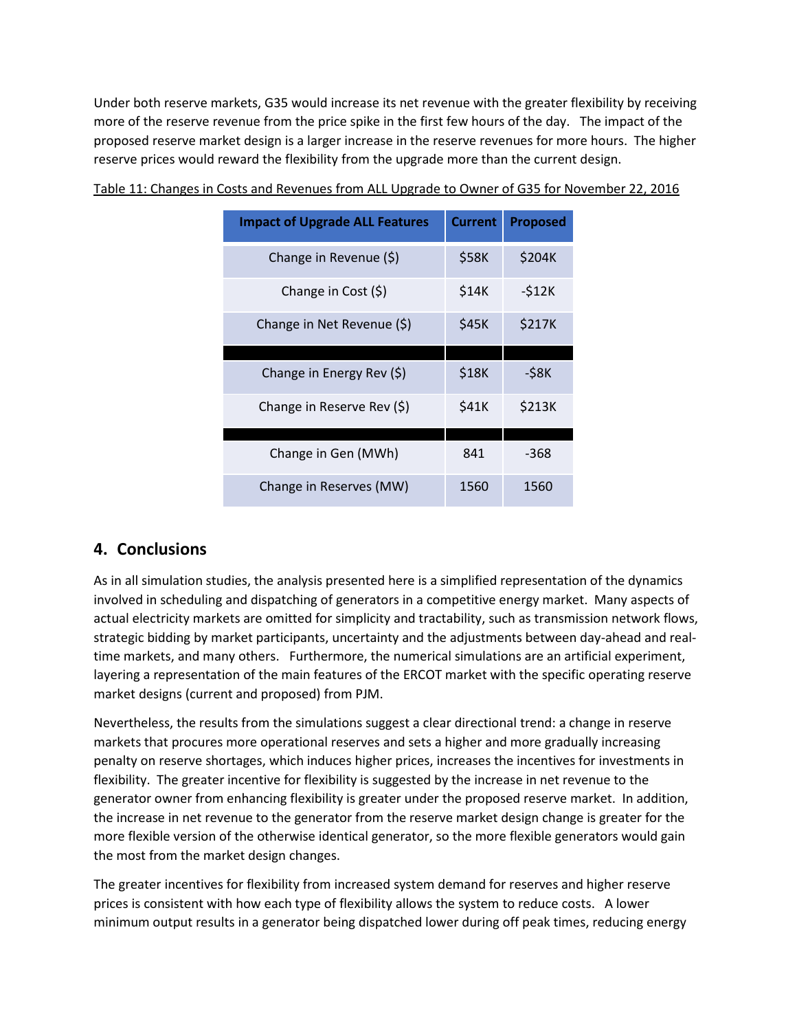Under both reserve markets, G35 would increase its net revenue with the greater flexibility by receiving more of the reserve revenue from the price spike in the first few hours of the day. The impact of the proposed reserve market design is a larger increase in the reserve revenues for more hours. The higher reserve prices would reward the flexibility from the upgrade more than the current design.

Table 11: Changes in Costs and Revenues from ALL Upgrade to Owner of G35 for November 22, 2016

| Impact of Upgrade ALL Features | Current | Proposed |
|---|---|---|
| Change in Revenue ($) | $58K | $204K |
| Change in Cost ($) | $14K | -$12K |
| Change in Net Revenue ($) | $45K | $217K |
| | | |
| Change in Energy Rev ($) | $18K | -$8K |
| Change in Reserve Rev ($) | $41K | $213K |
| | | |
| Change in Gen (MWh) | 841 | -368 |
| Change in Reserves (MW) | 1560 | 1560 |

## 4. Conclusions

As in all simulation studies, the analysis presented here is a simplified representation of the dynamics involved in scheduling and dispatching of generators in a competitive energy market. Many aspects of actual electricity markets are omitted for simplicity and tractability, such as transmission network flows, strategic bidding by market participants, uncertainty and the adjustments between day-ahead and real-time markets, and many others. Furthermore, the numerical simulations are an artificial experiment, layering a representation of the main features of the ERCOT market with the specific operating reserve market designs (current and proposed) from PJM.

Nevertheless, the results from the simulations suggest a clear directional trend: a change in reserve markets that procures more operational reserves and sets a higher and more gradually increasing penalty on reserve shortages, which induces higher prices, increases the incentives for investments in flexibility. The greater incentive for flexibility is suggested by the increase in net revenue to the generator owner from enhancing flexibility is greater under the proposed reserve market. In addition, the increase in net revenue to the generator from the reserve market design change is greater for the more flexible version of the otherwise identical generator, so the more flexible generators would gain the most from the market design changes.

The greater incentives for flexibility from increased system demand for reserves and higher reserve prices is consistent with how each type of flexibility allows the system to reduce costs. A lower minimum output results in a generator being dispatched lower during off peak times, reducing energy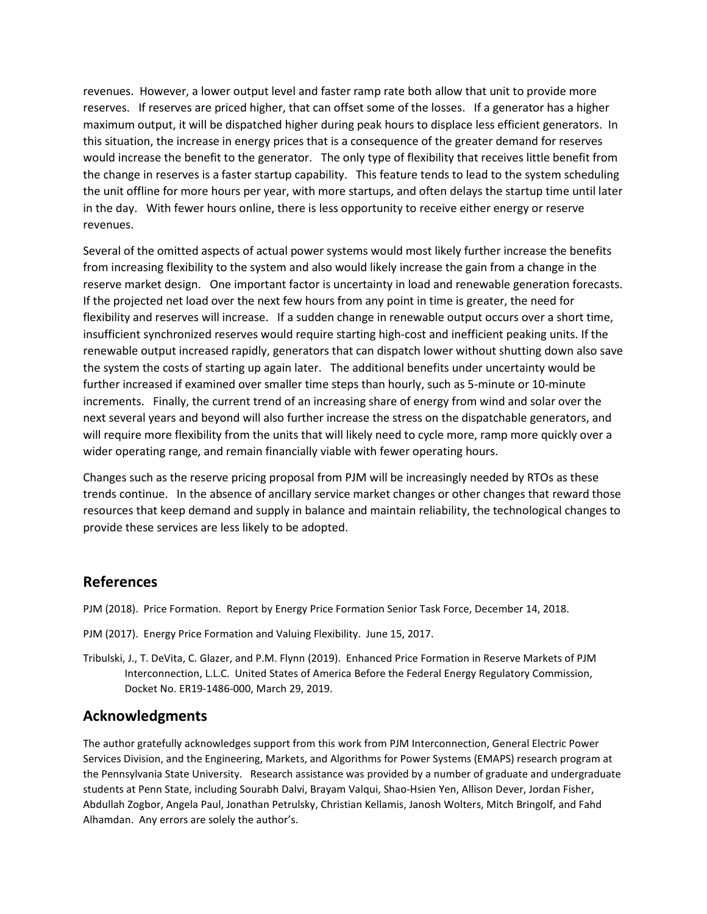revenues. However, a lower output level and faster ramp rate both allow that unit to provide more reserves. If reserves are priced higher, that can offset some of the losses. If a generator has a higher maximum output, it will be dispatched higher during peak hours to displace less efficient generators. In this situation, the increase in energy prices that is a consequence of the greater demand for reserves would increase the benefit to the generator. The only type of flexibility that receives little benefit from the change in reserves is a faster startup capability. This feature tends to lead to the system scheduling the unit offline for more hours per year, with more startups, and often delays the startup time until later in the day. With fewer hours online, there is less opportunity to receive either energy or reserve revenues.

Several of the omitted aspects of actual power systems would most likely further increase the benefits from increasing flexibility to the system and also would likely increase the gain from a change in the reserve market design. One important factor is uncertainty in load and renewable generation forecasts. If the projected net load over the next few hours from any point in time is greater, the need for flexibility and reserves will increase. If a sudden change in renewable output occurs over a short time, insufficient synchronized reserves would require starting high-cost and inefficient peaking units. If the renewable output increased rapidly, generators that can dispatch lower without shutting down also save the system the costs of starting up again later. The additional benefits under uncertainty would be further increased if examined over smaller time steps than hourly, such as 5-minute or 10-minute increments. Finally, the current trend of an increasing share of energy from wind and solar over the next several years and beyond will also further increase the stress on the dispatchable generators, and will require more flexibility from the units that will likely need to cycle more, ramp more quickly over a wider operating range, and remain financially viable with fewer operating hours.

Changes such as the reserve pricing proposal from PJM will be increasingly needed by RTOs as these trends continue. In the absence of ancillary service market changes or other changes that reward those resources that keep demand and supply in balance and maintain reliability, the technological changes to provide these services are less likely to be adopted.

## References

PJM (2018). Price Formation. Report by Energy Price Formation Senior Task Force, December 14, 2018.

PJM (2017). Energy Price Formation and Valuing Flexibility. June 15, 2017.

Tribulski, J., T. DeVita, C. Glazer, and P.M. Flynn (2019). Enhanced Price Formation in Reserve Markets of PJM Interconnection, L.L.C. United States of America Before the Federal Energy Regulatory Commission, Docket No. ER19-1486-000, March 29, 2019.

## Acknowledgments

The author gratefully acknowledges support from this work from PJM Interconnection, General Electric Power Services Division, and the Engineering, Markets, and Algorithms for Power Systems (EMAPS) research program at the Pennsylvania State University. Research assistance was provided by a number of graduate and undergraduate students at Penn State, including Sourabh Dalvi, Brayam Valqui, Shao-Hsien Yen, Allison Dever, Jordan Fisher, Abdullah Zogbor, Angela Paul, Jonathan Petrulsky, Christian Kellamis, Janosh Wolters, Mitch Bringolf, and Fahd Alhamdan. Any errors are solely the author's.